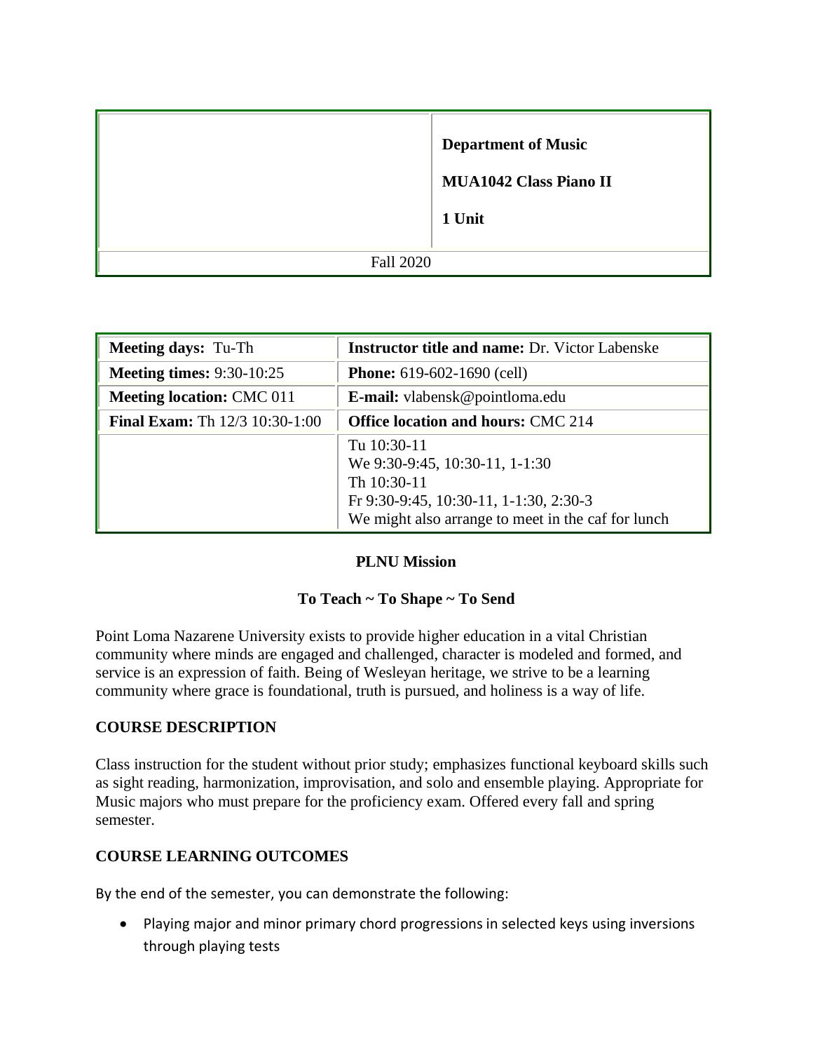| | Department of Music<br><br>MUA1042 Class Piano II<br><br>1 Unit |
|---|---|
| Fall 2020 | |

| **Meeting days:** Tu-Th | **Instructor title and name:** Dr. Victor Labenske |
|---|---|
| **Meeting times:** 9:30-10:25 | **Phone:** 619-602-1690 (cell) |
| **Meeting location:** CMC 011 | **E-mail:** vlabensk@pointloma.edu |
| **Final Exam:** Th 12/3 10:30-1:00 | **Office location and hours:** CMC 214 |
| | Tu 10:30-11<br>We 9:30-9:45, 10:30-11, 1-1:30<br>Th 10:30-11<br>Fr 9:30-9:45, 10:30-11, 1-1:30, 2:30-3<br>We might also arrange to meet in the caf for lunch |

**PLNU Mission**

**To Teach ~ To Shape ~ To Send**

Point Loma Nazarene University exists to provide higher education in a vital Christian community where minds are engaged and challenged, character is modeled and formed, and service is an expression of faith. Being of Wesleyan heritage, we strive to be a learning community where grace is foundational, truth is pursued, and holiness is a way of life.

## COURSE DESCRIPTION

Class instruction for the student without prior study; emphasizes functional keyboard skills such as sight reading, harmonization, improvisation, and solo and ensemble playing. Appropriate for Music majors who must prepare for the proficiency exam. Offered every fall and spring semester.

## COURSE LEARNING OUTCOMES

By the end of the semester, you can demonstrate the following:

- Playing major and minor primary chord progressions in selected keys using inversions through playing tests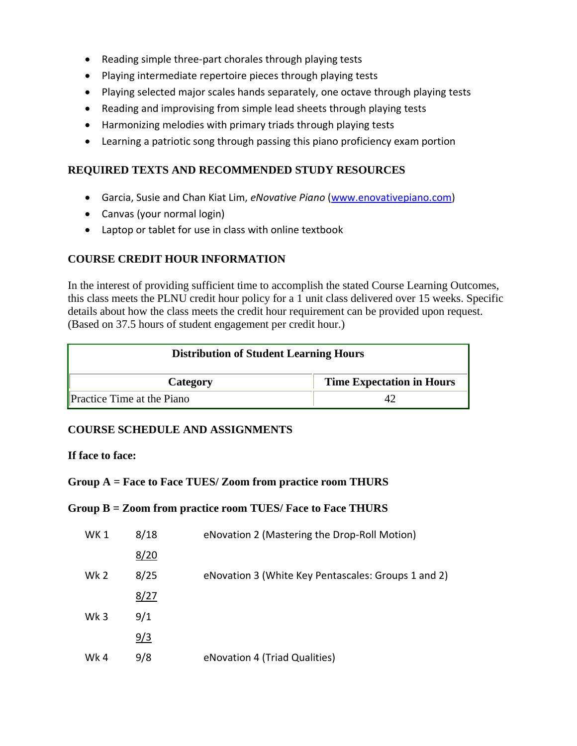- Reading simple three-part chorales through playing tests
- Playing intermediate repertoire pieces through playing tests
- Playing selected major scales hands separately, one octave through playing tests
- Reading and improvising from simple lead sheets through playing tests
- Harmonizing melodies with primary triads through playing tests
- Learning a patriotic song through passing this piano proficiency exam portion

## REQUIRED TEXTS AND RECOMMENDED STUDY RESOURCES

- Garcia, Susie and Chan Kiat Lim, *eNovative Piano* (www.enovativepiano.com)
- Canvas (your normal login)
- Laptop or tablet for use in class with online textbook

## COURSE CREDIT HOUR INFORMATION

In the interest of providing sufficient time to accomplish the stated Course Learning Outcomes, this class meets the PLNU credit hour policy for a 1 unit class delivered over 15 weeks. Specific details about how the class meets the credit hour requirement can be provided upon request. (Based on 37.5 hours of student engagement per credit hour.)

| Distribution of Student Learning Hours | |
|---|---|
| **Category** | **Time Expectation in Hours** |
| Practice Time at the Piano | 42 |

## COURSE SCHEDULE AND ASSIGNMENTS

**If face to face:**

**Group A = Face to Face TUES/ Zoom from practice room THURS**

**Group B = Zoom from practice room TUES/ Face to Face THURS**

| | | |
|---|---|---|
| WK 1 | 8/18 | eNovation 2 (Mastering the Drop-Roll Motion) |
| | 8/20 | |
| Wk 2 | 8/25 | eNovation 3 (White Key Pentascales: Groups 1 and 2) |
| | 8/27 | |
| Wk 3 | 9/1 | |
| | 9/3 | |
| Wk 4 | 9/8 | eNovation 4 (Triad Qualities) |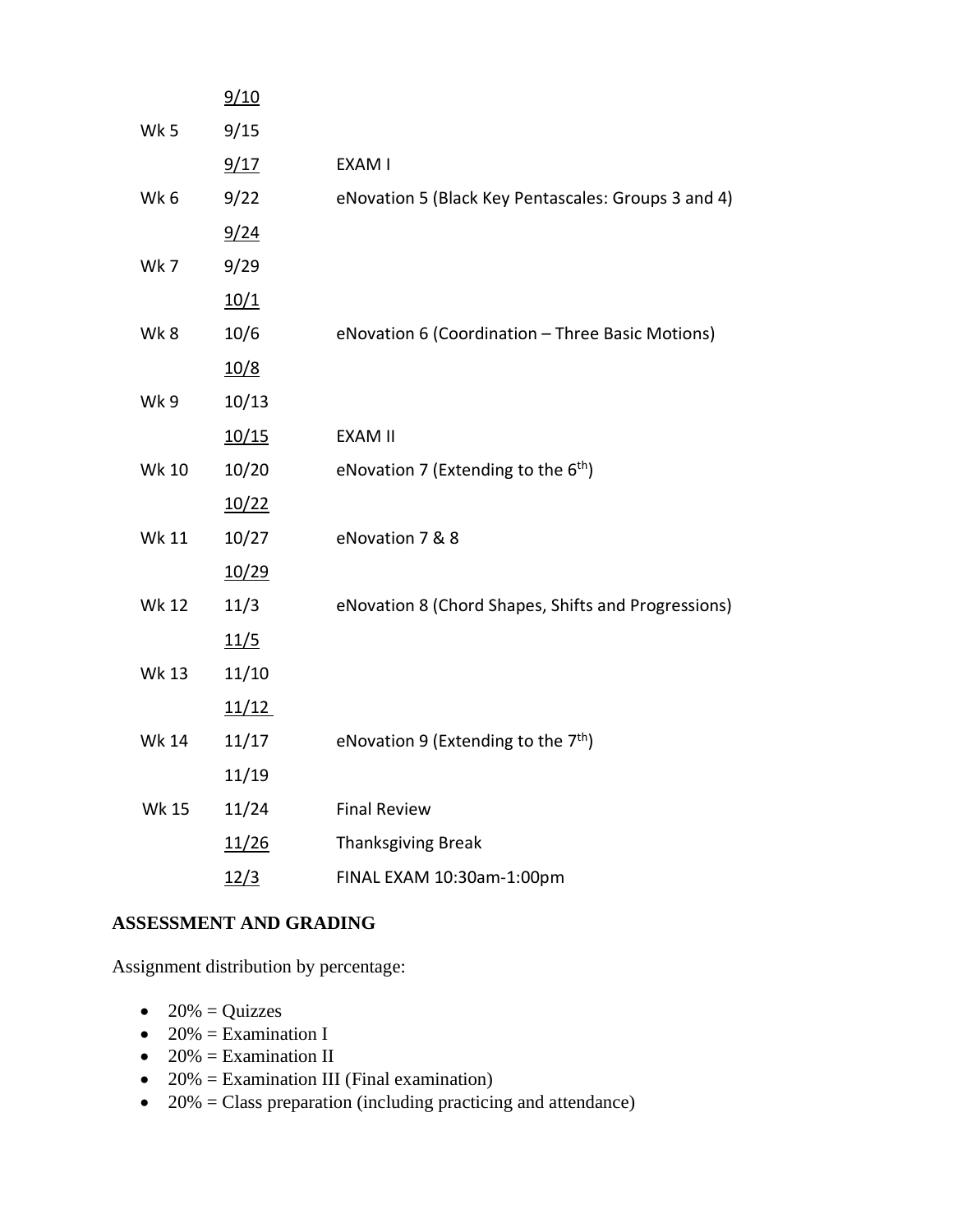| | | |
|---|---|---|
| | 9/10 | |
| Wk 5 | 9/15 | |
| | 9/17 | EXAM I |
| Wk 6 | 9/22 | eNovation 5 (Black Key Pentascales: Groups 3 and 4) |
| | 9/24 | |
| Wk 7 | 9/29 | |
| | 10/1 | |
| Wk 8 | 10/6 | eNovation 6 (Coordination – Three Basic Motions) |
| | 10/8 | |
| Wk 9 | 10/13 | |
| | 10/15 | EXAM II |
| Wk 10 | 10/20 | eNovation 7 (Extending to the 6th) |
| | 10/22 | |
| Wk 11 | 10/27 | eNovation 7 & 8 |
| | 10/29 | |
| Wk 12 | 11/3 | eNovation 8 (Chord Shapes, Shifts and Progressions) |
| | 11/5 | |
| Wk 13 | 11/10 | |
| | 11/12 | |
| Wk 14 | 11/17 | eNovation 9 (Extending to the 7th) |
| | 11/19 | |
| Wk 15 | 11/24 | Final Review |
| | 11/26 | Thanksgiving Break |
| | 12/3 | FINAL EXAM 10:30am-1:00pm |

## ASSESSMENT AND GRADING

Assignment distribution by percentage:

- 20% = Quizzes
- 20% = Examination I
- 20% = Examination II
- 20% = Examination III (Final examination)
- 20% = Class preparation (including practicing and attendance)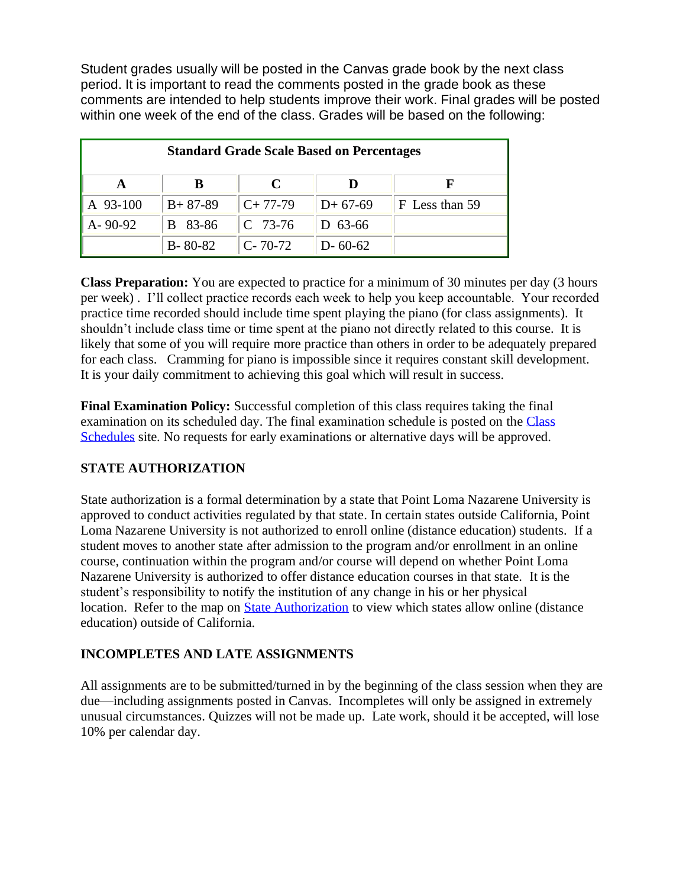Student grades usually will be posted in the Canvas grade book by the next class period. It is important to read the comments posted in the grade book as these comments are intended to help students improve their work. Final grades will be posted within one week of the end of the class. Grades will be based on the following:

| **Standard Grade Scale Based on Percentages** | | | | |
|---|---|---|---|---|
| **A** | **B** | **C** | **D** | **F** |
| A 93-100 | B+ 87-89 | C+ 77-79 | D+ 67-69 | F Less than 59 |
| A- 90-92 | B 83-86 | C 73-76 | D 63-66 | |
| | B- 80-82 | C- 70-72 | D- 60-62 | |

**Class Preparation:** You are expected to practice for a minimum of 30 minutes per day (3 hours per week) . I'll collect practice records each week to help you keep accountable. Your recorded practice time recorded should include time spent playing the piano (for class assignments). It shouldn't include class time or time spent at the piano not directly related to this course. It is likely that some of you will require more practice than others in order to be adequately prepared for each class. Cramming for piano is impossible since it requires constant skill development. It is your daily commitment to achieving this goal which will result in success.

**Final Examination Policy:** Successful completion of this class requires taking the final examination on its scheduled day. The final examination schedule is posted on the Class Schedules site. No requests for early examinations or alternative days will be approved.

## STATE AUTHORIZATION

State authorization is a formal determination by a state that Point Loma Nazarene University is approved to conduct activities regulated by that state. In certain states outside California, Point Loma Nazarene University is not authorized to enroll online (distance education) students. If a student moves to another state after admission to the program and/or enrollment in an online course, continuation within the program and/or course will depend on whether Point Loma Nazarene University is authorized to offer distance education courses in that state. It is the student's responsibility to notify the institution of any change in his or her physical location. Refer to the map on State Authorization to view which states allow online (distance education) outside of California.

## INCOMPLETES AND LATE ASSIGNMENTS

All assignments are to be submitted/turned in by the beginning of the class session when they are due—including assignments posted in Canvas. Incompletes will only be assigned in extremely unusual circumstances. Quizzes will not be made up. Late work, should it be accepted, will lose 10% per calendar day.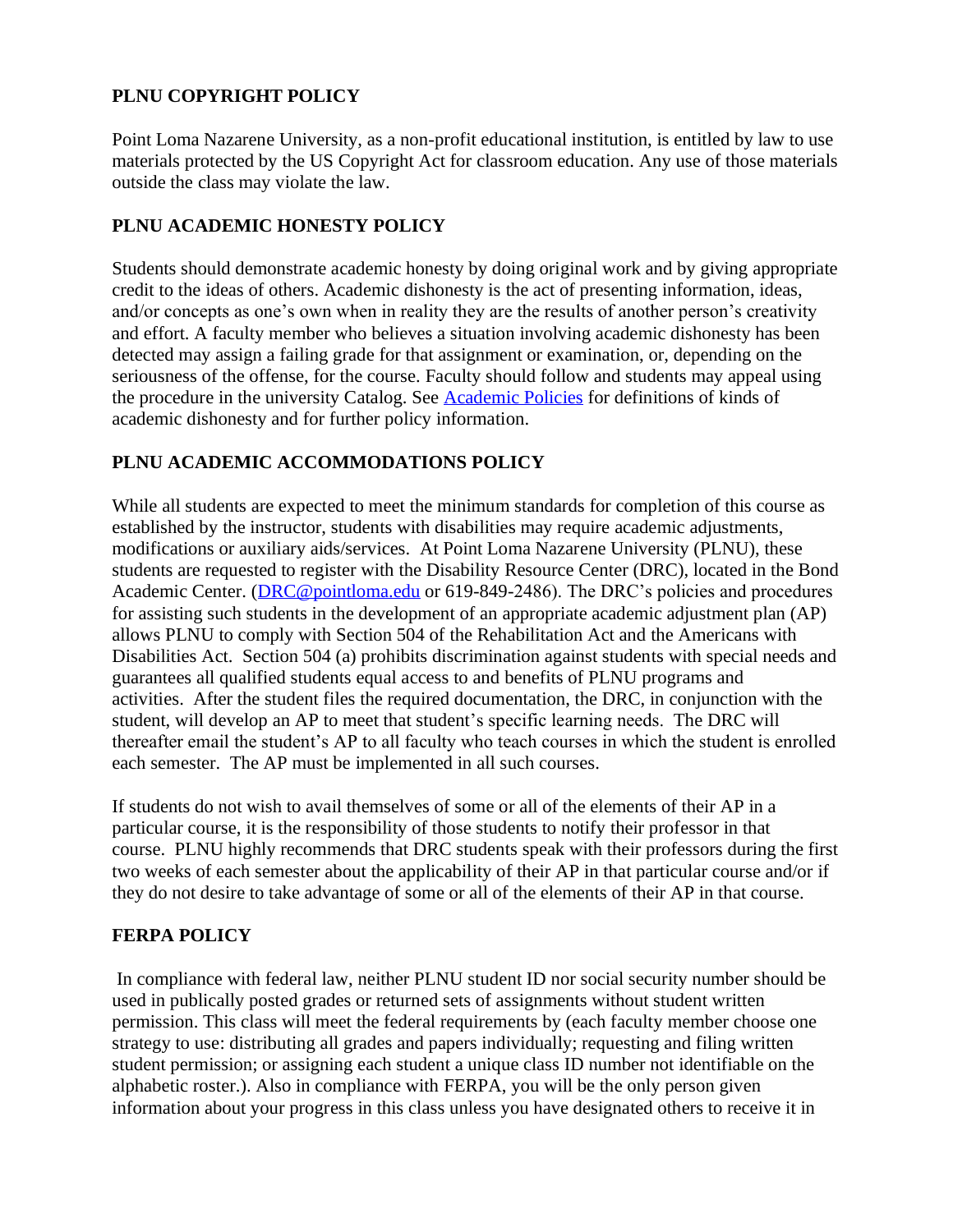## PLNU COPYRIGHT POLICY

Point Loma Nazarene University, as a non-profit educational institution, is entitled by law to use materials protected by the US Copyright Act for classroom education. Any use of those materials outside the class may violate the law.

## PLNU ACADEMIC HONESTY POLICY

Students should demonstrate academic honesty by doing original work and by giving appropriate credit to the ideas of others. Academic dishonesty is the act of presenting information, ideas, and/or concepts as one's own when in reality they are the results of another person's creativity and effort. A faculty member who believes a situation involving academic dishonesty has been detected may assign a failing grade for that assignment or examination, or, depending on the seriousness of the offense, for the course. Faculty should follow and students may appeal using the procedure in the university Catalog. See [Academic Policies] for definitions of kinds of academic dishonesty and for further policy information.

## PLNU ACADEMIC ACCOMMODATIONS POLICY

While all students are expected to meet the minimum standards for completion of this course as established by the instructor, students with disabilities may require academic adjustments, modifications or auxiliary aids/services. At Point Loma Nazarene University (PLNU), these students are requested to register with the Disability Resource Center (DRC), located in the Bond Academic Center. (DRC@pointloma.edu or 619-849-2486). The DRC's policies and procedures for assisting such students in the development of an appropriate academic adjustment plan (AP) allows PLNU to comply with Section 504 of the Rehabilitation Act and the Americans with Disabilities Act. Section 504 (a) prohibits discrimination against students with special needs and guarantees all qualified students equal access to and benefits of PLNU programs and activities. After the student files the required documentation, the DRC, in conjunction with the student, will develop an AP to meet that student's specific learning needs. The DRC will thereafter email the student's AP to all faculty who teach courses in which the student is enrolled each semester. The AP must be implemented in all such courses.

If students do not wish to avail themselves of some or all of the elements of their AP in a particular course, it is the responsibility of those students to notify their professor in that course. PLNU highly recommends that DRC students speak with their professors during the first two weeks of each semester about the applicability of their AP in that particular course and/or if they do not desire to take advantage of some or all of the elements of their AP in that course.

## FERPA POLICY

In compliance with federal law, neither PLNU student ID nor social security number should be used in publically posted grades or returned sets of assignments without student written permission. This class will meet the federal requirements by (each faculty member choose one strategy to use: distributing all grades and papers individually; requesting and filing written student permission; or assigning each student a unique class ID number not identifiable on the alphabetic roster.). Also in compliance with FERPA, you will be the only person given information about your progress in this class unless you have designated others to receive it in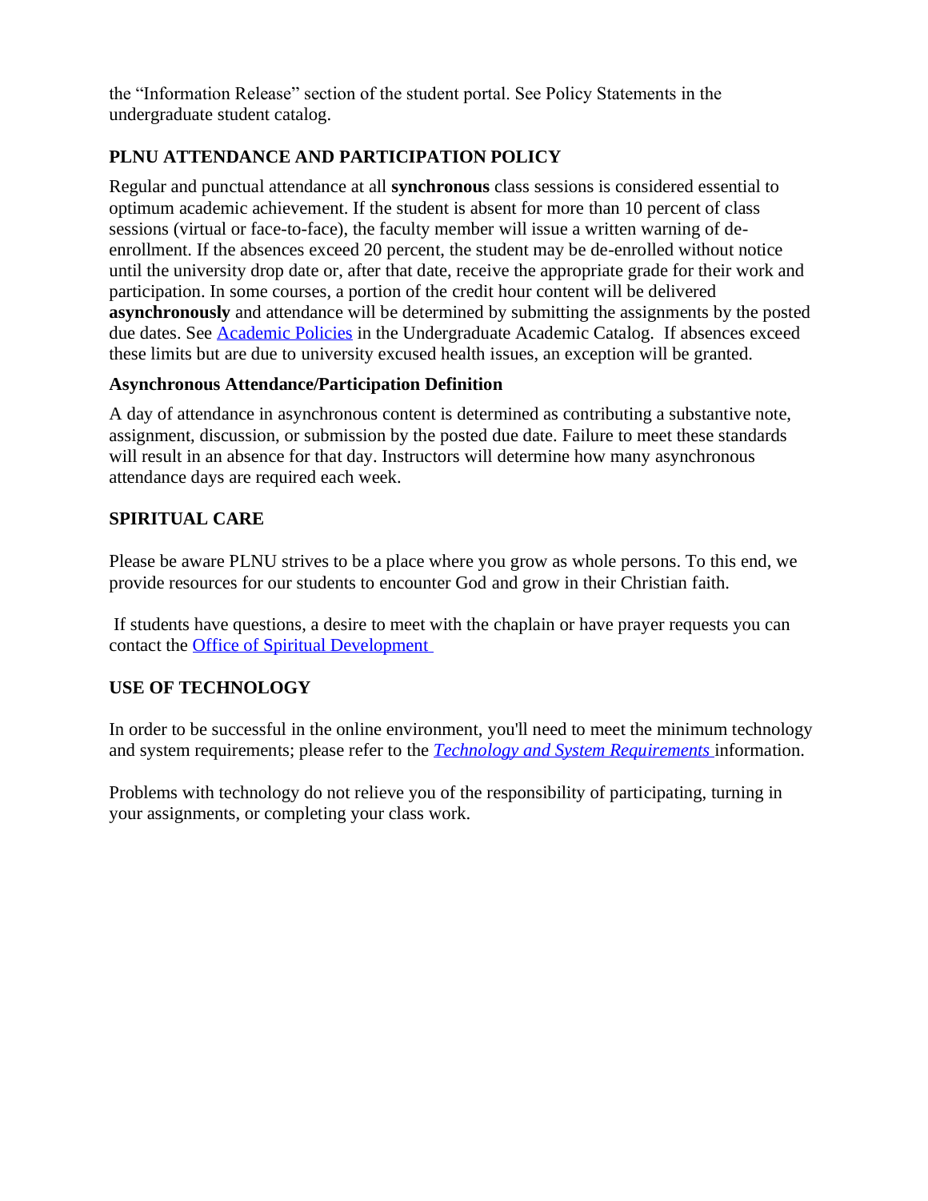the "Information Release" section of the student portal. See Policy Statements in the undergraduate student catalog.

## PLNU ATTENDANCE AND PARTICIPATION POLICY

Regular and punctual attendance at all **synchronous** class sessions is considered essential to optimum academic achievement. If the student is absent for more than 10 percent of class sessions (virtual or face-to-face), the faculty member will issue a written warning of de-enrollment. If the absences exceed 20 percent, the student may be de-enrolled without notice until the university drop date or, after that date, receive the appropriate grade for their work and participation. In some courses, a portion of the credit hour content will be delivered **asynchronously** and attendance will be determined by submitting the assignments by the posted due dates. See Academic Policies in the Undergraduate Academic Catalog. If absences exceed these limits but are due to university excused health issues, an exception will be granted.

### Asynchronous Attendance/Participation Definition

A day of attendance in asynchronous content is determined as contributing a substantive note, assignment, discussion, or submission by the posted due date. Failure to meet these standards will result in an absence for that day. Instructors will determine how many asynchronous attendance days are required each week.

## SPIRITUAL CARE

Please be aware PLNU strives to be a place where you grow as whole persons. To this end, we provide resources for our students to encounter God and grow in their Christian faith.

If students have questions, a desire to meet with the chaplain or have prayer requests you can contact the Office of Spiritual Development

## USE OF TECHNOLOGY

In order to be successful in the online environment, you'll need to meet the minimum technology and system requirements; please refer to the *Technology and System Requirements* information.

Problems with technology do not relieve you of the responsibility of participating, turning in your assignments, or completing your class work.